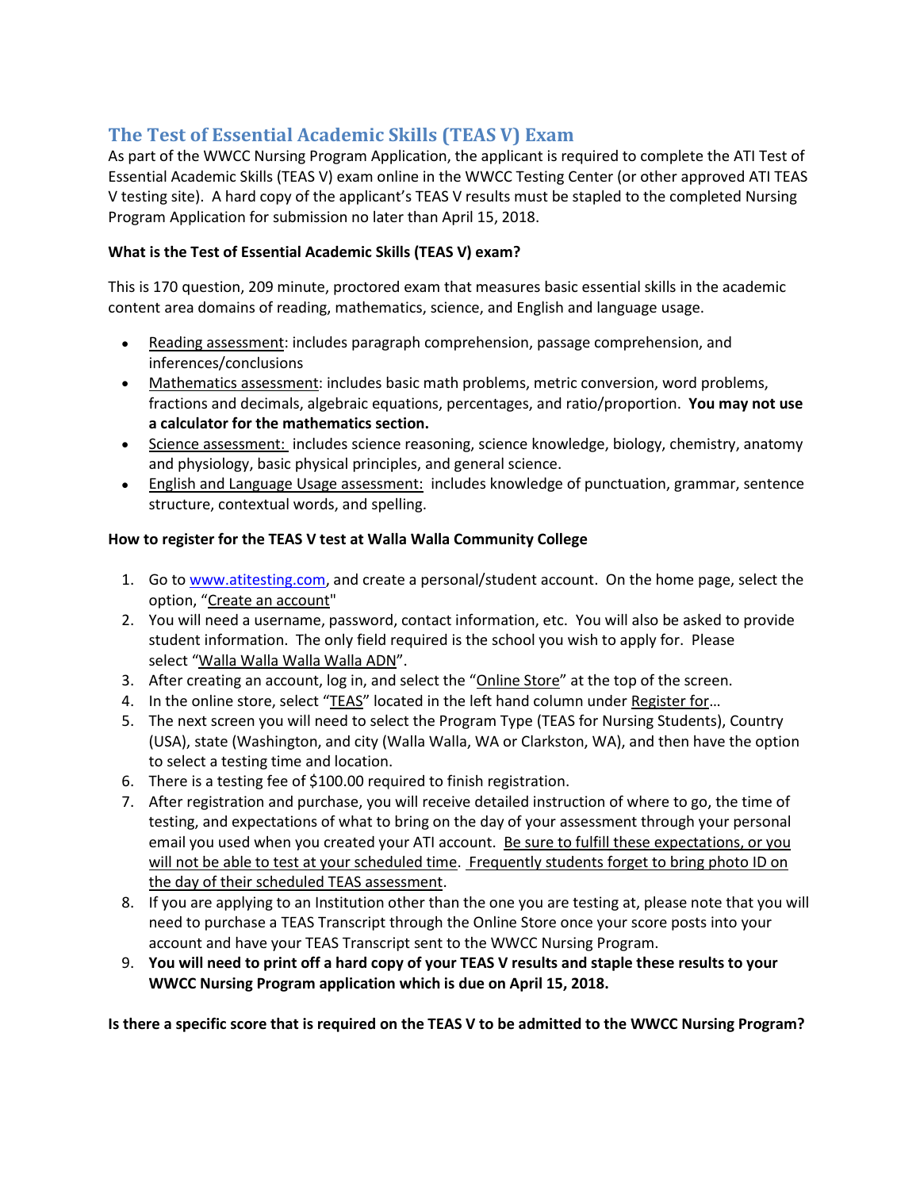## The Test of Essential Academic Skills (TEAS V) Exam

As part of the WWCC Nursing Program Application, the applicant is required to complete the ATI Test of Essential Academic Skills (TEAS V) exam online in the WWCC Testing Center (or other approved ATI TEAS V testing site). A hard copy of the applicant's TEAS V results must be stapled to the completed Nursing Program Application for submission no later than April 15, 2018.

**What is the Test of Essential Academic Skills (TEAS V) exam?**

This is 170 question, 209 minute, proctored exam that measures basic essential skills in the academic content area domains of reading, mathematics, science, and English and language usage.

- Reading assessment: includes paragraph comprehension, passage comprehension, and inferences/conclusions
- Mathematics assessment: includes basic math problems, metric conversion, word problems, fractions and decimals, algebraic equations, percentages, and ratio/proportion. **You may not use a calculator for the mathematics section.**
- Science assessment: includes science reasoning, science knowledge, biology, chemistry, anatomy and physiology, basic physical principles, and general science.
- English and Language Usage assessment: includes knowledge of punctuation, grammar, sentence structure, contextual words, and spelling.

**How to register for the TEAS V test at Walla Walla Community College**

1. Go to www.atitesting.com, and create a personal/student account. On the home page, select the option, "Create an account"
2. You will need a username, password, contact information, etc. You will also be asked to provide student information. The only field required is the school you wish to apply for. Please select "Walla Walla Walla Walla ADN".
3. After creating an account, log in, and select the "Online Store" at the top of the screen.
4. In the online store, select "TEAS" located in the left hand column under Register for…
5. The next screen you will need to select the Program Type (TEAS for Nursing Students), Country (USA), state (Washington, and city (Walla Walla, WA or Clarkston, WA), and then have the option to select a testing time and location.
6. There is a testing fee of $100.00 required to finish registration.
7. After registration and purchase, you will receive detailed instruction of where to go, the time of testing, and expectations of what to bring on the day of your assessment through your personal email you used when you created your ATI account. Be sure to fulfill these expectations, or you will not be able to test at your scheduled time. Frequently students forget to bring photo ID on the day of their scheduled TEAS assessment.
8. If you are applying to an Institution other than the one you are testing at, please note that you will need to purchase a TEAS Transcript through the Online Store once your score posts into your account and have your TEAS Transcript sent to the WWCC Nursing Program.
9. **You will need to print off a hard copy of your TEAS V results and staple these results to your WWCC Nursing Program application which is due on April 15, 2018.**

**Is there a specific score that is required on the TEAS V to be admitted to the WWCC Nursing Program?**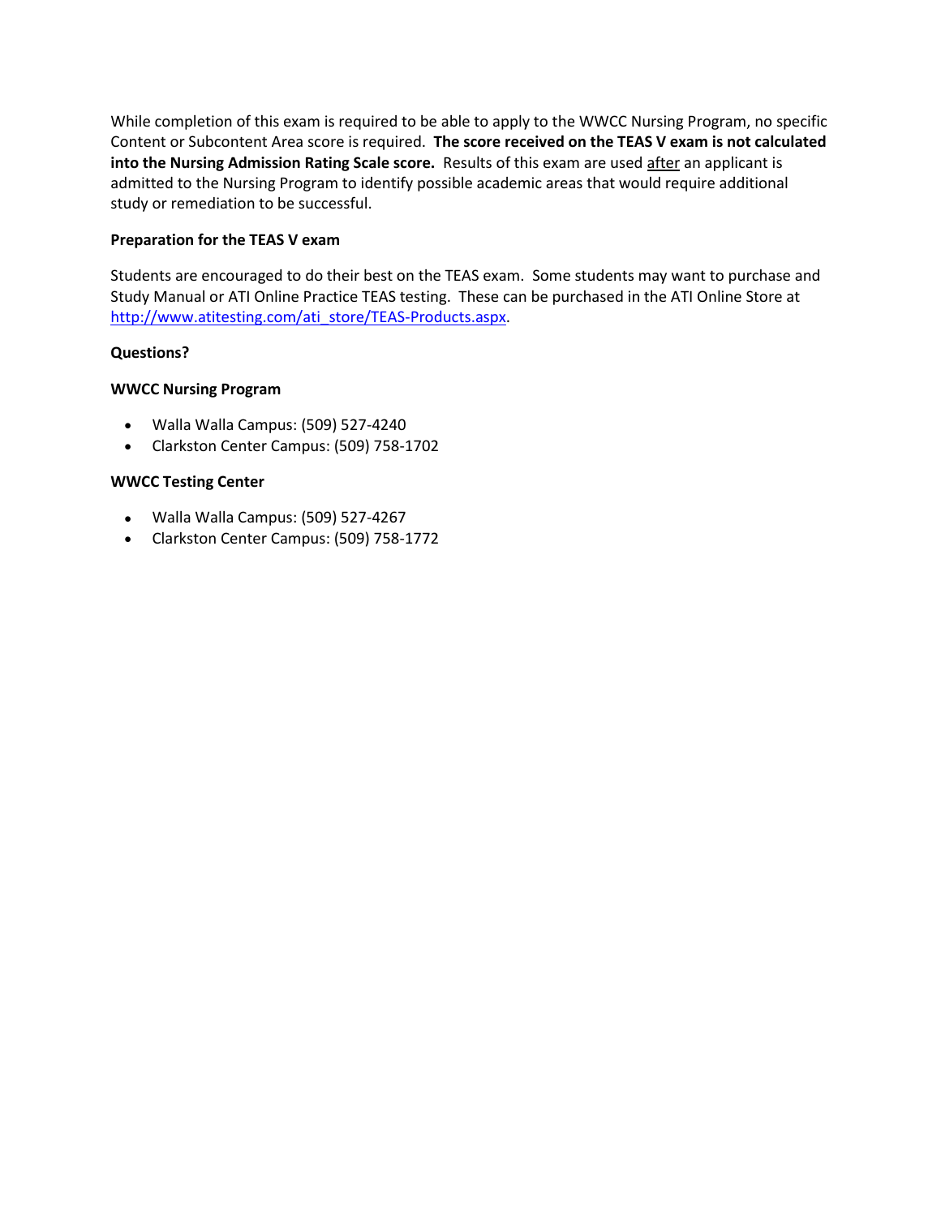While completion of this exam is required to be able to apply to the WWCC Nursing Program, no specific Content or Subcontent Area score is required. **The score received on the TEAS V exam is not calculated into the Nursing Admission Rating Scale score.** Results of this exam are used after an applicant is admitted to the Nursing Program to identify possible academic areas that would require additional study or remediation to be successful.

**Preparation for the TEAS V exam**

Students are encouraged to do their best on the TEAS exam. Some students may want to purchase and Study Manual or ATI Online Practice TEAS testing. These can be purchased in the ATI Online Store at http://www.atitesting.com/ati_store/TEAS-Products.aspx.

**Questions?**

**WWCC Nursing Program**

- Walla Walla Campus: (509) 527-4240
- Clarkston Center Campus: (509) 758-1702

**WWCC Testing Center**

- Walla Walla Campus: (509) 527-4267
- Clarkston Center Campus: (509) 758-1772